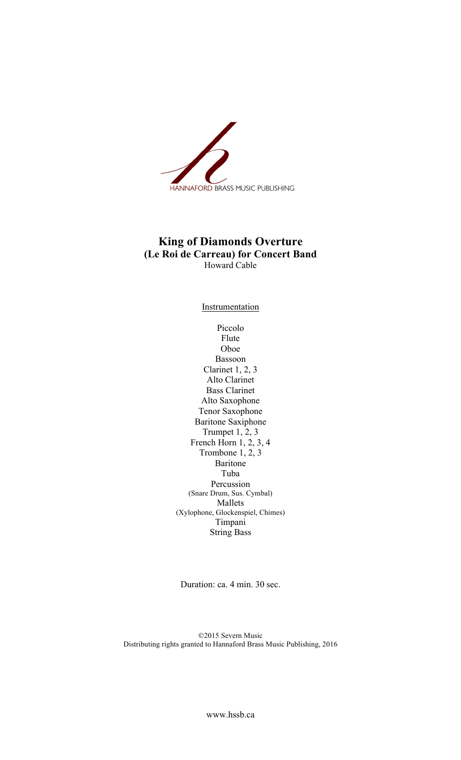HANNAFORD BRASS MUSIC PUBLISHING

# King of Diamonds Overture
## (Le Roi de Carreau) for Concert Band

Howard Cable

Instrumentation

Piccolo
Flute
Oboe
Bassoon
Clarinet 1, 2, 3
Alto Clarinet
Bass Clarinet
Alto Saxophone
Tenor Saxophone
Baritone Saxiphone
Trumpet 1, 2, 3
French Horn 1, 2, 3, 4
Trombone 1, 2, 3
Baritone
Tuba
Percussion
(Snare Drum, Sus. Cymbal)
Mallets
(Xylophone, Glockenspiel, Chimes)
Timpani
String Bass

Duration: ca. 4 min. 30 sec.

©2015 Severn Music
Distributing rights granted to Hannaford Brass Music Publishing, 2016

www.hssb.ca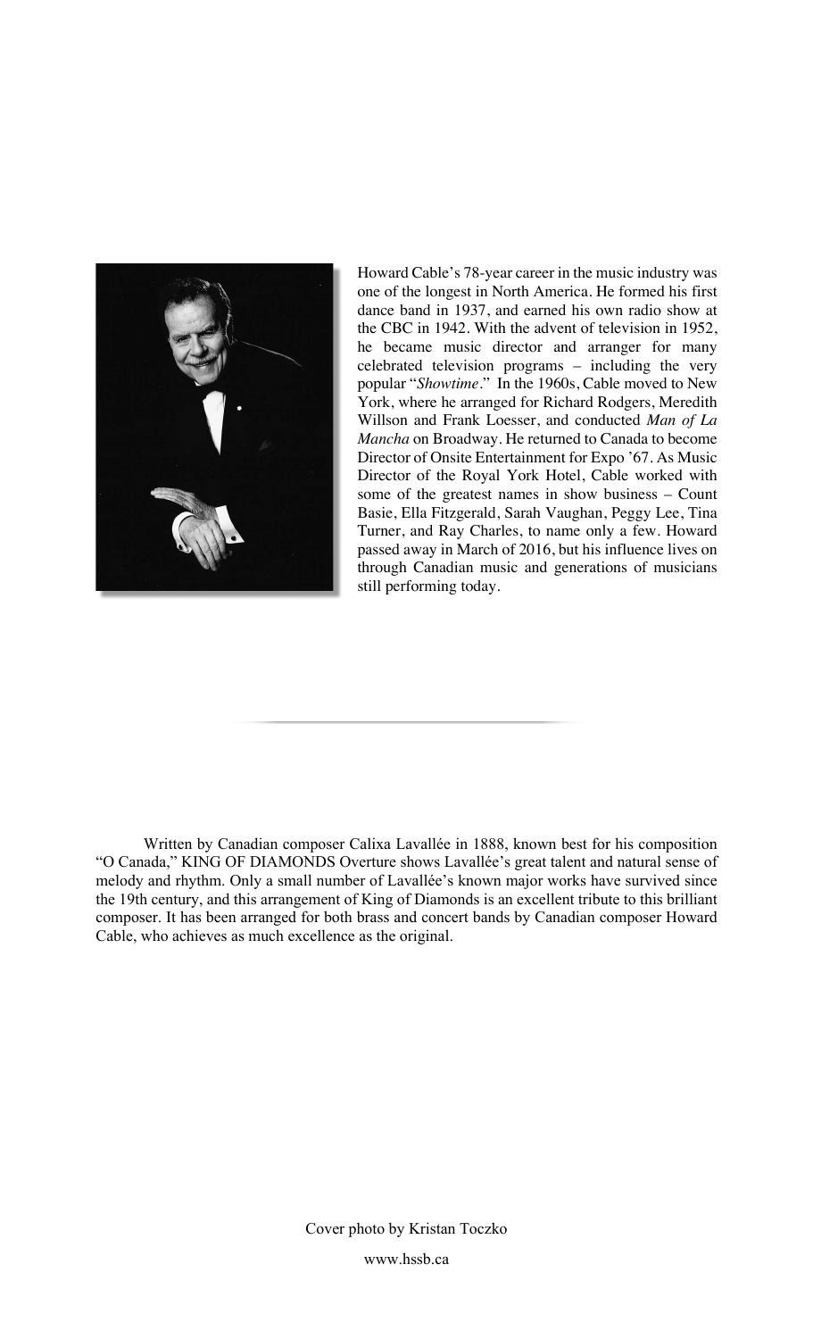Howard Cable's 78-year career in the music industry was one of the longest in North America. He formed his first dance band in 1937, and earned his own radio show at the CBC in 1942. With the advent of television in 1952, he became music director and arranger for many celebrated television programs – including the very popular "*Showtime*." In the 1960s, Cable moved to New York, where he arranged for Richard Rodgers, Meredith Willson and Frank Loesser, and conducted *Man of La Mancha* on Broadway. He returned to Canada to become Director of Onsite Entertainment for Expo '67. As Music Director of the Royal York Hotel, Cable worked with some of the greatest names in show business – Count Basie, Ella Fitzgerald, Sarah Vaughan, Peggy Lee, Tina Turner, and Ray Charles, to name only a few. Howard passed away in March of 2016, but his influence lives on through Canadian music and generations of musicians still performing today.

Written by Canadian composer Calixa Lavallée in 1888, known best for his composition "O Canada," KING OF DIAMONDS Overture shows Lavallée's great talent and natural sense of melody and rhythm. Only a small number of Lavallée's known major works have survived since the 19th century, and this arrangement of King of Diamonds is an excellent tribute to this brilliant composer. It has been arranged for both brass and concert bands by Canadian composer Howard Cable, who achieves as much excellence as the original.

Cover photo by Kristan Toczko

www.hssb.ca